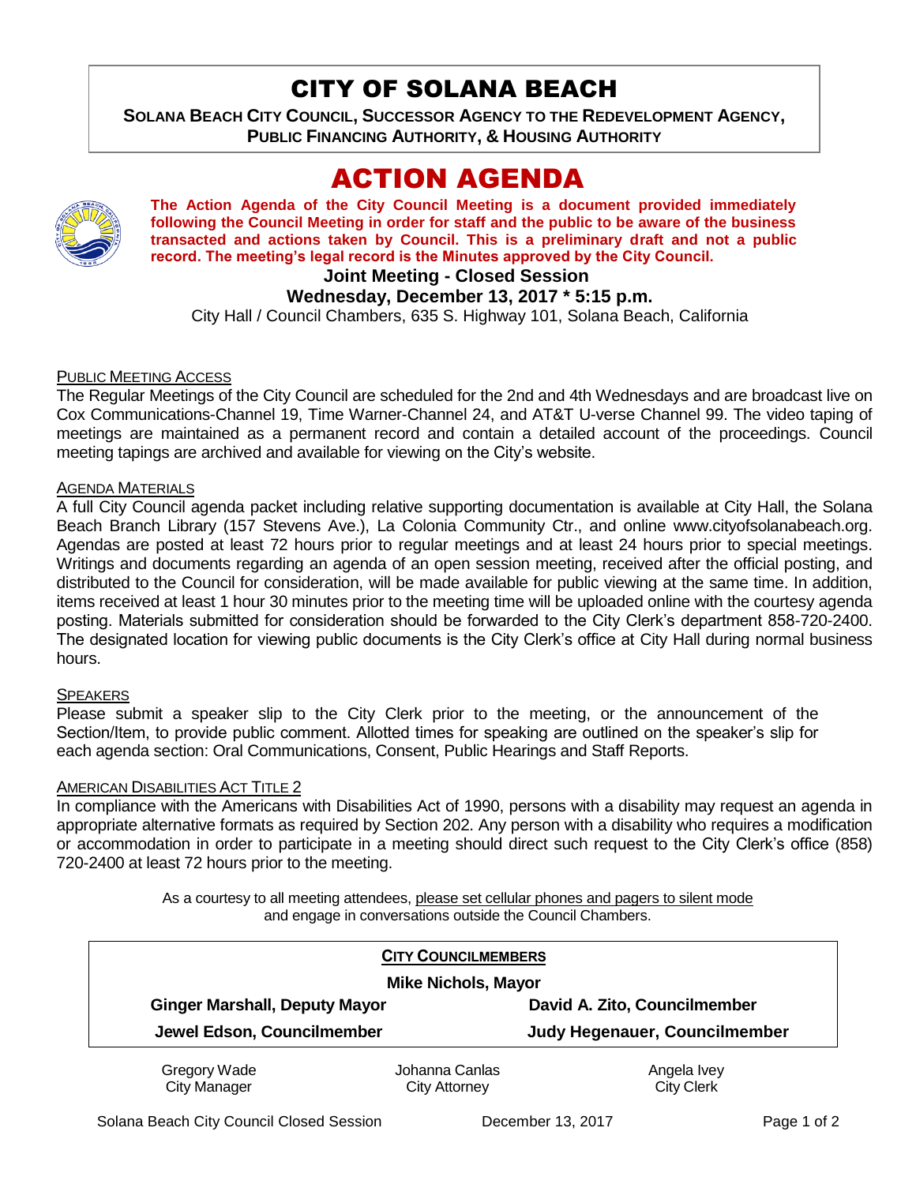# CITY OF SOLANA BEACH

**SOLANA BEACH CITY COUNCIL, SUCCESSOR AGENCY TO THE REDEVELOPMENT AGENCY, PUBLIC FINANCING AUTHORITY, & HOUSING AUTHORITY**

# ACTION AGENDA

**The Action Agenda of the City Council Meeting is a document provided immediately following the Council Meeting in order for staff and the public to be aware of the business transacted and actions taken by Council. This is a preliminary draft and not a public record. The meeting's legal record is the Minutes approved by the City Council.**

**Joint Meeting - Closed Session**

**Wednesday, December 13, 2017 * 5:15 p.m.**

City Hall / Council Chambers, 635 S. Highway 101, Solana Beach, California

PUBLIC MEETING ACCESS

The Regular Meetings of the City Council are scheduled for the 2nd and 4th Wednesdays and are broadcast live on Cox Communications-Channel 19, Time Warner-Channel 24, and AT&T U-verse Channel 99. The video taping of meetings are maintained as a permanent record and contain a detailed account of the proceedings. Council meeting tapings are archived and available for viewing on the City's website.

AGENDA MATERIALS

A full City Council agenda packet including relative supporting documentation is available at City Hall, the Solana Beach Branch Library (157 Stevens Ave.), La Colonia Community Ctr., and online www.cityofsolanabeach.org. Agendas are posted at least 72 hours prior to regular meetings and at least 24 hours prior to special meetings. Writings and documents regarding an agenda of an open session meeting, received after the official posting, and distributed to the Council for consideration, will be made available for public viewing at the same time. In addition, items received at least 1 hour 30 minutes prior to the meeting time will be uploaded online with the courtesy agenda posting. Materials submitted for consideration should be forwarded to the City Clerk's department 858-720-2400. The designated location for viewing public documents is the City Clerk's office at City Hall during normal business hours.

SPEAKERS

Please submit a speaker slip to the City Clerk prior to the meeting, or the announcement of the Section/Item, to provide public comment. Allotted times for speaking are outlined on the speaker's slip for each agenda section: Oral Communications, Consent, Public Hearings and Staff Reports.

AMERICAN DISABILITIES ACT TITLE 2

In compliance with the Americans with Disabilities Act of 1990, persons with a disability may request an agenda in appropriate alternative formats as required by Section 202. Any person with a disability who requires a modification or accommodation in order to participate in a meeting should direct such request to the City Clerk's office (858) 720-2400 at least 72 hours prior to the meeting.

As a courtesy to all meeting attendees, please set cellular phones and pagers to silent mode and engage in conversations outside the Council Chambers.

**CITY COUNCILMEMBERS**

**Mike Nichols, Mayor**

| | |
|---|---|
| **Ginger Marshall, Deputy Mayor** | **David A. Zito, Councilmember** |
| **Jewel Edson, Councilmember** | **Judy Hegenauer, Councilmember** |

| | | |
|---|---|---|
| Gregory Wade<br>City Manager | Johanna Canlas<br>City Attorney | Angela Ivey<br>City Clerk |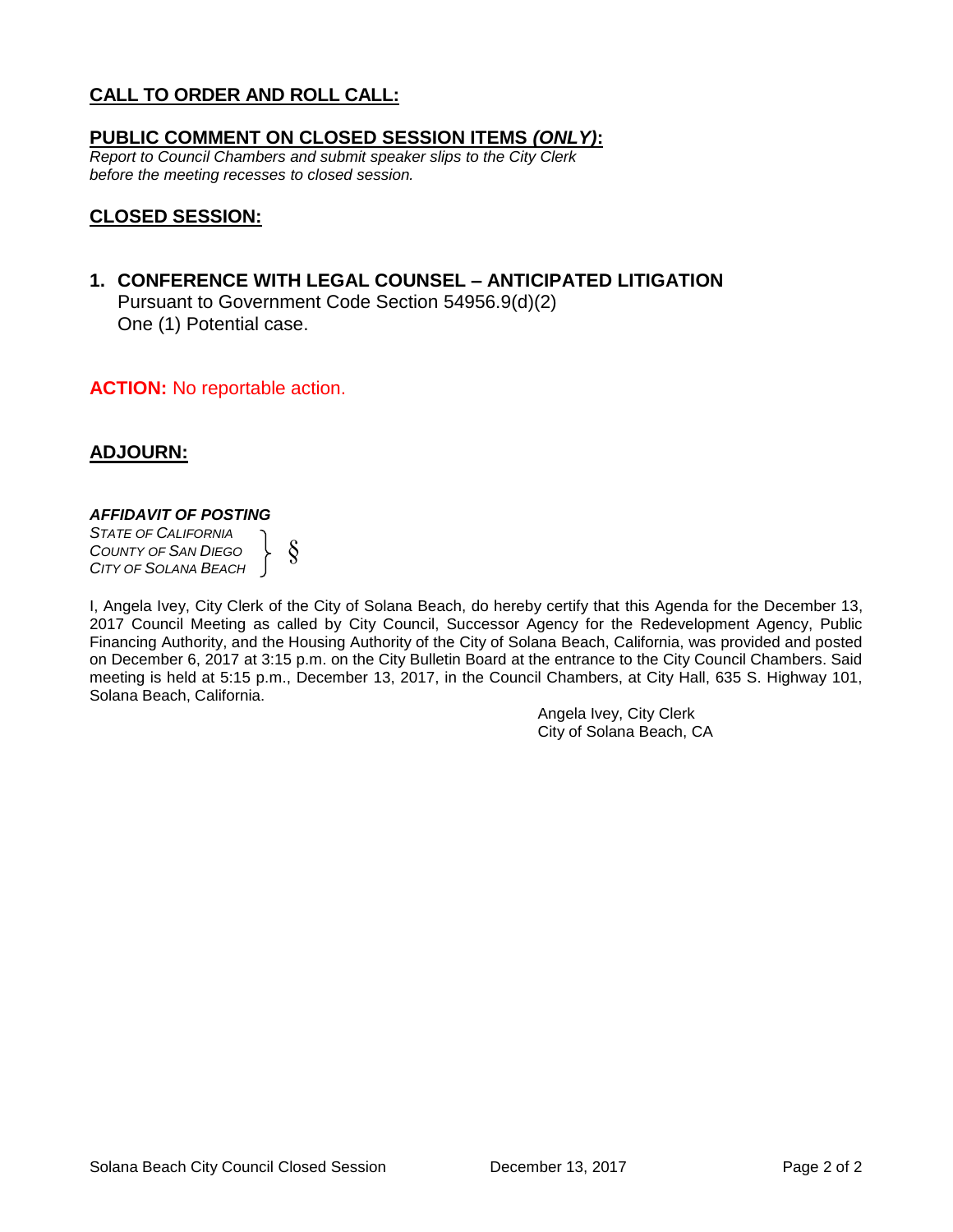## CALL TO ORDER AND ROLL CALL:

## PUBLIC COMMENT ON CLOSED SESSION ITEMS *(ONLY)*:

*Report to Council Chambers and submit speaker slips to the City Clerk before the meeting recesses to closed session.*

## CLOSED SESSION:

### 1. CONFERENCE WITH LEGAL COUNSEL – ANTICIPATED LITIGATION

Pursuant to Government Code Section 54956.9(d)(2)
One (1) Potential case.

**ACTION:** No reportable action.

## ADJOURN:

***AFFIDAVIT OF POSTING***

*STATE OF CALIFORNIA*
*COUNTY OF SAN DIEGO* } §
*CITY OF SOLANA BEACH*

I, Angela Ivey, City Clerk of the City of Solana Beach, do hereby certify that this Agenda for the December 13, 2017 Council Meeting as called by City Council, Successor Agency for the Redevelopment Agency, Public Financing Authority, and the Housing Authority of the City of Solana Beach, California, was provided and posted on December 6, 2017 at 3:15 p.m. on the City Bulletin Board at the entrance to the City Council Chambers. Said meeting is held at 5:15 p.m., December 13, 2017, in the Council Chambers, at City Hall, 635 S. Highway 101, Solana Beach, California.

Angela Ivey, City Clerk
City of Solana Beach, CA